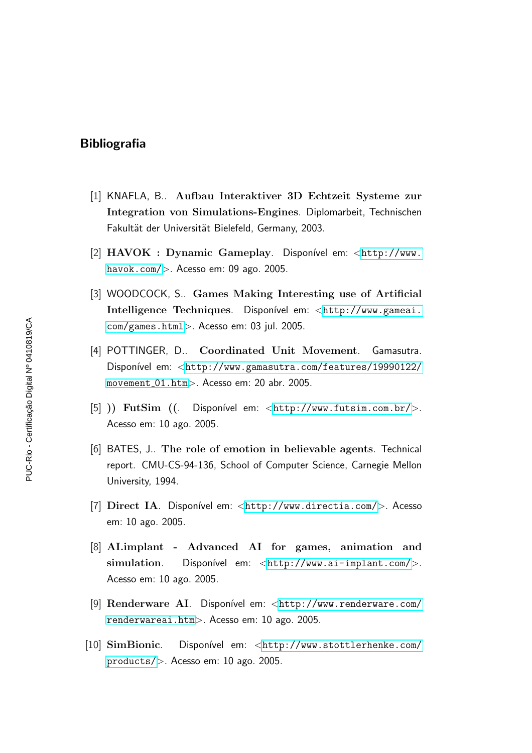# Bibliografia

[1] KNAFLA, B.. **Aufbau Interaktiver 3D Echtzeit Systeme zur Integration von Simulations-Engines**. Diplomarbeit, Technischen Fakultät der Universität Bielefeld, Germany, 2003.

[2] **HAVOK : Dynamic Gameplay**. Disponível em: <http://www.havok.com/>. Acesso em: 09 ago. 2005.

[3] WOODCOCK, S.. **Games Making Interesting use of Artificial Intelligence Techniques**. Disponível em: <http://www.gameai.com/games.html>. Acesso em: 03 jul. 2005.

[4] POTTINGER, D.. **Coordinated Unit Movement**. Gamasutra. Disponível em: <http://www.gamasutra.com/features/19990122/movement_01.htm>. Acesso em: 20 abr. 2005.

[5] )) **FutSim** ((. Disponível em: <http://www.futsim.com.br/>. Acesso em: 10 ago. 2005.

[6] BATES, J.. **The role of emotion in believable agents**. Technical report. CMU-CS-94-136, School of Computer Science, Carnegie Mellon University, 1994.

[7] **Direct IA**. Disponível em: <http://www.directia.com/>. Acesso em: 10 ago. 2005.

[8] **AI.implant - Advanced AI for games, animation and simulation**. Disponível em: <http://www.ai-implant.com/>. Acesso em: 10 ago. 2005.

[9] **Renderware AI**. Disponível em: <http://www.renderware.com/renderwareai.htm>. Acesso em: 10 ago. 2005.

[10] **SimBionic**. Disponível em: <http://www.stottlerhenke.com/products/>. Acesso em: 10 ago. 2005.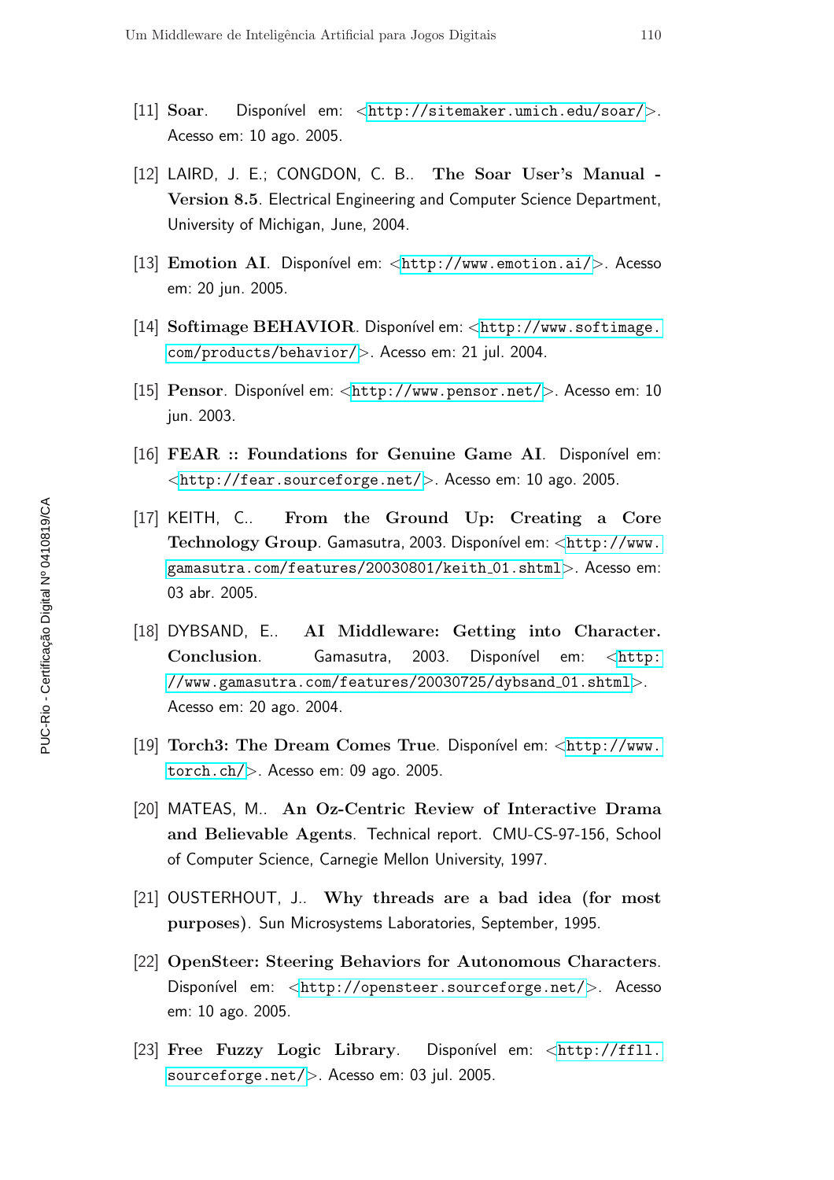[11] **Soar**. Disponível em: <http://sitemaker.umich.edu/soar/>. Acesso em: 10 ago. 2005.

[12] LAIRD, J. E.; CONGDON, C. B.. **The Soar User's Manual - Version 8.5**. Electrical Engineering and Computer Science Department, University of Michigan, June, 2004.

[13] **Emotion AI**. Disponível em: <http://www.emotion.ai/>. Acesso em: 20 jun. 2005.

[14] **Softimage BEHAVIOR**. Disponível em: <http://www.softimage.com/products/behavior/>. Acesso em: 21 jul. 2004.

[15] **Pensor**. Disponível em: <http://www.pensor.net/>. Acesso em: 10 jun. 2003.

[16] **FEAR :: Foundations for Genuine Game AI**. Disponível em: <http://fear.sourceforge.net/>. Acesso em: 10 ago. 2005.

[17] KEITH, C.. **From the Ground Up: Creating a Core Technology Group**. Gamasutra, 2003. Disponível em: <http://www.gamasutra.com/features/20030801/keith_01.shtml>. Acesso em: 03 abr. 2005.

[18] DYBSAND, E.. **AI Middleware: Getting into Character. Conclusion**. Gamasutra, 2003. Disponível em: <http://www.gamasutra.com/features/20030725/dybsand_01.shtml>. Acesso em: 20 ago. 2004.

[19] **Torch3: The Dream Comes True**. Disponível em: <http://www.torch.ch/>. Acesso em: 09 ago. 2005.

[20] MATEAS, M.. **An Oz-Centric Review of Interactive Drama and Believable Agents**. Technical report. CMU-CS-97-156, School of Computer Science, Carnegie Mellon University, 1997.

[21] OUSTERHOUT, J.. **Why threads are a bad idea (for most purposes)**. Sun Microsystems Laboratories, September, 1995.

[22] **OpenSteer: Steering Behaviors for Autonomous Characters**. Disponível em: <http://opensteer.sourceforge.net/>. Acesso em: 10 ago. 2005.

[23] **Free Fuzzy Logic Library**. Disponível em: <http://ffll.sourceforge.net/>. Acesso em: 03 jul. 2005.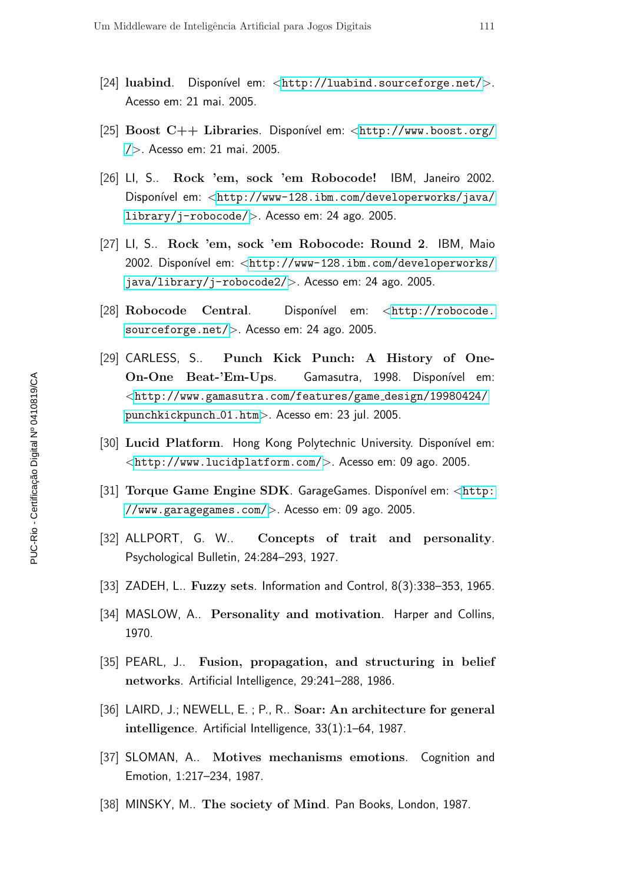[24] **luabind**. Disponível em: <http://luabind.sourceforge.net/>. Acesso em: 21 mai. 2005.

[25] **Boost C++ Libraries**. Disponível em: <http://www.boost.org//>. Acesso em: 21 mai. 2005.

[26] LI, S.. **Rock 'em, sock 'em Robocode!** IBM, Janeiro 2002. Disponível em: <http://www-128.ibm.com/developerworks/java/library/j-robocode/>. Acesso em: 24 ago. 2005.

[27] LI, S.. **Rock 'em, sock 'em Robocode: Round 2**. IBM, Maio 2002. Disponível em: <http://www-128.ibm.com/developerworks/java/library/j-robocode2/>. Acesso em: 24 ago. 2005.

[28] **Robocode Central**. Disponível em: <http://robocode.sourceforge.net/>. Acesso em: 24 ago. 2005.

[29] CARLESS, S.. **Punch Kick Punch: A History of One-On-One Beat-'Em-Ups**. Gamasutra, 1998. Disponível em: <http://www.gamasutra.com/features/game_design/19980424/punchkickpunch_01.htm>. Acesso em: 23 jul. 2005.

[30] **Lucid Platform**. Hong Kong Polytechnic University. Disponível em: <http://www.lucidplatform.com/>. Acesso em: 09 ago. 2005.

[31] **Torque Game Engine SDK**. GarageGames. Disponível em: <http://www.garagegames.com/>. Acesso em: 09 ago. 2005.

[32] ALLPORT, G. W.. **Concepts of trait and personality**. Psychological Bulletin, 24:284–293, 1927.

[33] ZADEH, L.. **Fuzzy sets**. Information and Control, 8(3):338–353, 1965.

[34] MASLOW, A.. **Personality and motivation**. Harper and Collins, 1970.

[35] PEARL, J.. **Fusion, propagation, and structuring in belief networks**. Artificial Intelligence, 29:241–288, 1986.

[36] LAIRD, J.; NEWELL, E. ; P., R.. **Soar: An architecture for general intelligence**. Artificial Intelligence, 33(1):1–64, 1987.

[37] SLOMAN, A.. **Motives mechanisms emotions**. Cognition and Emotion, 1:217–234, 1987.

[38] MINSKY, M.. **The society of Mind**. Pan Books, London, 1987.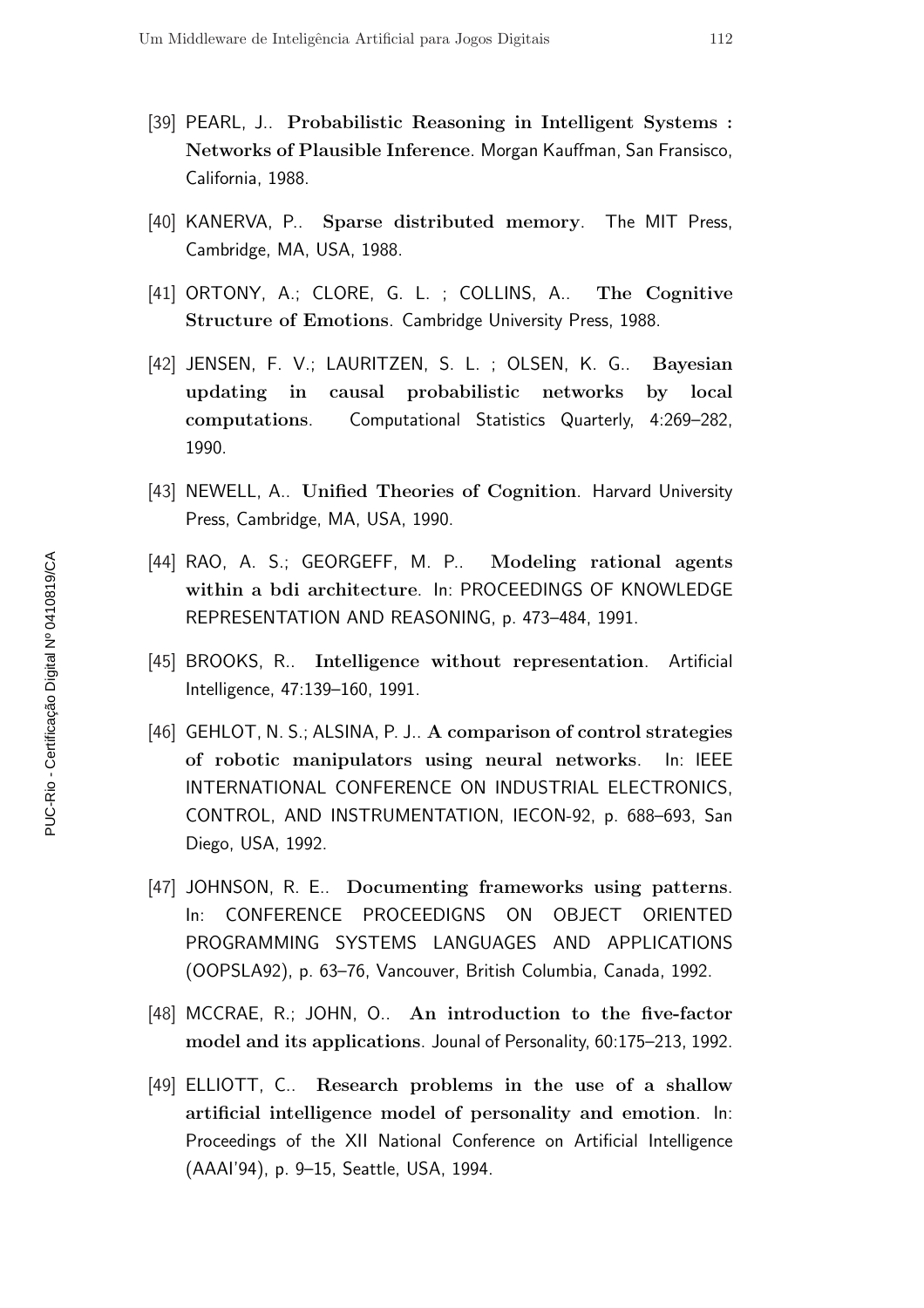[39] PEARL, J.. **Probabilistic Reasoning in Intelligent Systems : Networks of Plausible Inference**. Morgan Kauffman, San Fransisco, California, 1988.

[40] KANERVA, P.. **Sparse distributed memory**. The MIT Press, Cambridge, MA, USA, 1988.

[41] ORTONY, A.; CLORE, G. L. ; COLLINS, A.. **The Cognitive Structure of Emotions**. Cambridge University Press, 1988.

[42] JENSEN, F. V.; LAURITZEN, S. L. ; OLSEN, K. G.. **Bayesian updating in causal probabilistic networks by local computations**. Computational Statistics Quarterly, 4:269–282, 1990.

[43] NEWELL, A.. **Unified Theories of Cognition**. Harvard University Press, Cambridge, MA, USA, 1990.

[44] RAO, A. S.; GEORGEFF, M. P.. **Modeling rational agents within a bdi architecture**. In: PROCEEDINGS OF KNOWLEDGE REPRESENTATION AND REASONING, p. 473–484, 1991.

[45] BROOKS, R.. **Intelligence without representation**. Artificial Intelligence, 47:139–160, 1991.

[46] GEHLOT, N. S.; ALSINA, P. J.. **A comparison of control strategies of robotic manipulators using neural networks**. In: IEEE INTERNATIONAL CONFERENCE ON INDUSTRIAL ELECTRONICS, CONTROL, AND INSTRUMENTATION, IECON-92, p. 688–693, San Diego, USA, 1992.

[47] JOHNSON, R. E.. **Documenting frameworks using patterns**. In: CONFERENCE PROCEEDIGNS ON OBJECT ORIENTED PROGRAMMING SYSTEMS LANGUAGES AND APPLICATIONS (OOPSLA92), p. 63–76, Vancouver, British Columbia, Canada, 1992.

[48] MCCRAE, R.; JOHN, O.. **An introduction to the five-factor model and its applications**. Jounal of Personality, 60:175–213, 1992.

[49] ELLIOTT, C.. **Research problems in the use of a shallow artificial intelligence model of personality and emotion**. In: Proceedings of the XII National Conference on Artificial Intelligence (AAAI'94), p. 9–15, Seattle, USA, 1994.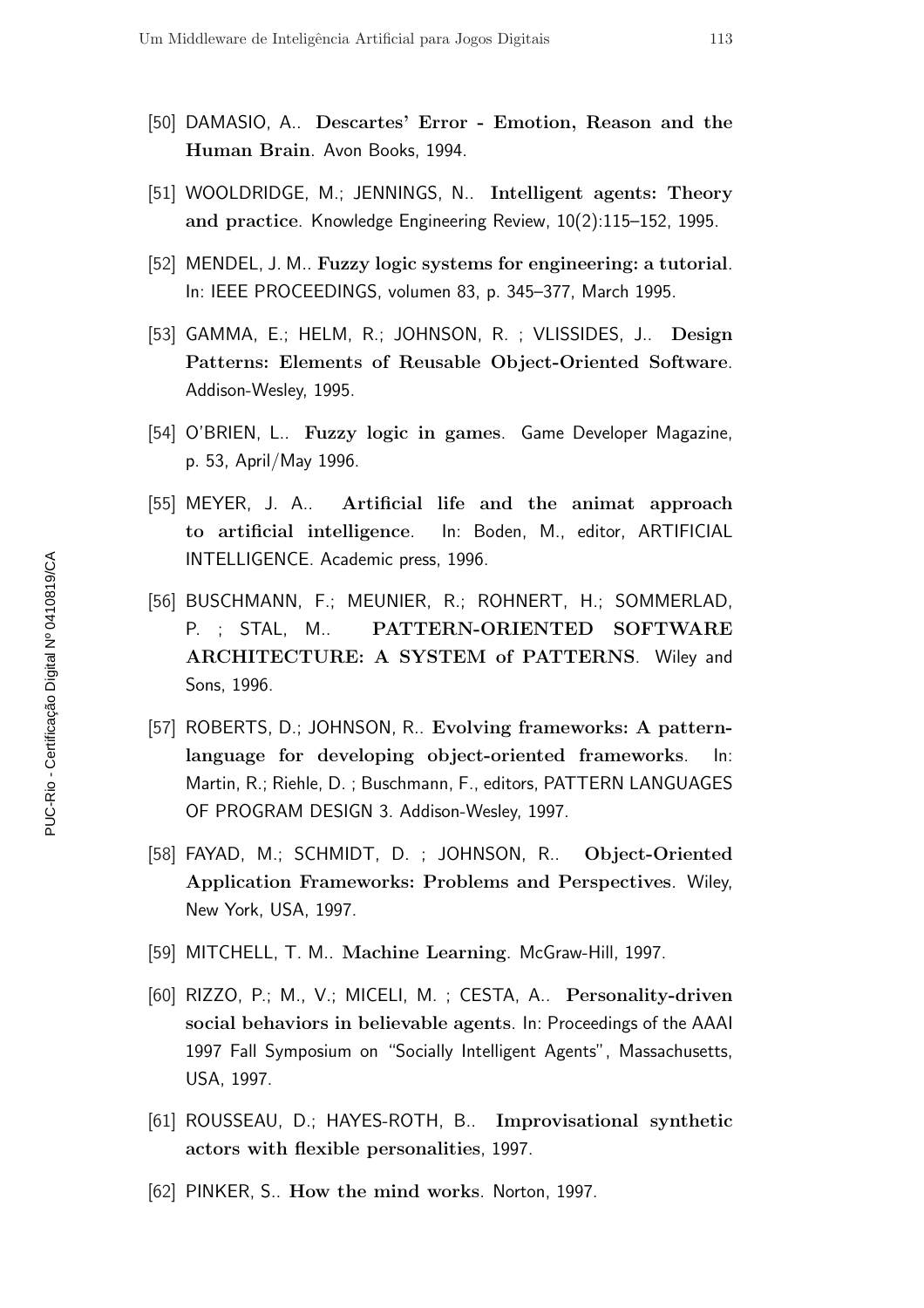[50] DAMASIO, A.. **Descartes' Error - Emotion, Reason and the Human Brain**. Avon Books, 1994.

[51] WOOLDRIDGE, M.; JENNINGS, N.. **Intelligent agents: Theory and practice**. Knowledge Engineering Review, 10(2):115–152, 1995.

[52] MENDEL, J. M.. **Fuzzy logic systems for engineering: a tutorial**. In: IEEE PROCEEDINGS, volumen 83, p. 345–377, March 1995.

[53] GAMMA, E.; HELM, R.; JOHNSON, R. ; VLISSIDES, J.. **Design Patterns: Elements of Reusable Object-Oriented Software**. Addison-Wesley, 1995.

[54] O'BRIEN, L.. **Fuzzy logic in games**. Game Developer Magazine, p. 53, April/May 1996.

[55] MEYER, J. A.. **Artificial life and the animat approach to artificial intelligence**. In: Boden, M., editor, ARTIFICIAL INTELLIGENCE. Academic press, 1996.

[56] BUSCHMANN, F.; MEUNIER, R.; ROHNERT, H.; SOMMERLAD, P. ; STAL, M.. **PATTERN-ORIENTED SOFTWARE ARCHITECTURE: A SYSTEM of PATTERNS**. Wiley and Sons, 1996.

[57] ROBERTS, D.; JOHNSON, R.. **Evolving frameworks: A pattern-language for developing object-oriented frameworks**. In: Martin, R.; Riehle, D. ; Buschmann, F., editors, PATTERN LANGUAGES OF PROGRAM DESIGN 3. Addison-Wesley, 1997.

[58] FAYAD, M.; SCHMIDT, D. ; JOHNSON, R.. **Object-Oriented Application Frameworks: Problems and Perspectives**. Wiley, New York, USA, 1997.

[59] MITCHELL, T. M.. **Machine Learning**. McGraw-Hill, 1997.

[60] RIZZO, P.; M., V.; MICELI, M. ; CESTA, A.. **Personality-driven social behaviors in believable agents**. In: Proceedings of the AAAI 1997 Fall Symposium on "Socially Intelligent Agents", Massachusetts, USA, 1997.

[61] ROUSSEAU, D.; HAYES-ROTH, B.. **Improvisational synthetic actors with flexible personalities**, 1997.

[62] PINKER, S.. **How the mind works**. Norton, 1997.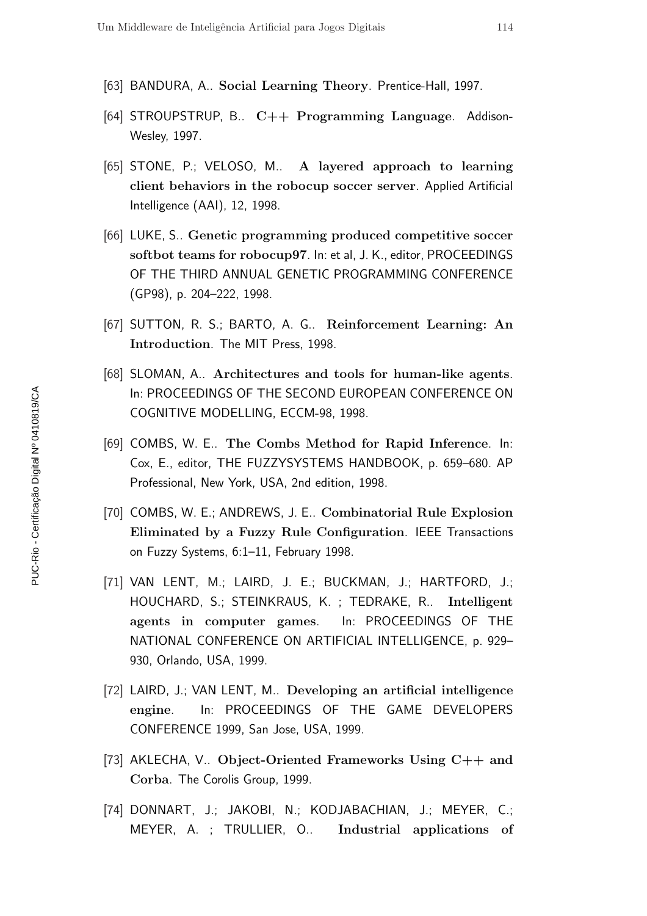[63] BANDURA, A.. **Social Learning Theory**. Prentice-Hall, 1997.

[64] STROUPSTRUP, B.. **C++ Programming Language**. Addison-Wesley, 1997.

[65] STONE, P.; VELOSO, M.. **A layered approach to learning client behaviors in the robocup soccer server**. Applied Artificial Intelligence (AAI), 12, 1998.

[66] LUKE, S.. **Genetic programming produced competitive soccer softbot teams for robocup97**. In: et al, J. K., editor, PROCEEDINGS OF THE THIRD ANNUAL GENETIC PROGRAMMING CONFERENCE (GP98), p. 204–222, 1998.

[67] SUTTON, R. S.; BARTO, A. G.. **Reinforcement Learning: An Introduction**. The MIT Press, 1998.

[68] SLOMAN, A.. **Architectures and tools for human-like agents**. In: PROCEEDINGS OF THE SECOND EUROPEAN CONFERENCE ON COGNITIVE MODELLING, ECCM-98, 1998.

[69] COMBS, W. E.. **The Combs Method for Rapid Inference**. In: Cox, E., editor, THE FUZZYSYSTEMS HANDBOOK, p. 659–680. AP Professional, New York, USA, 2nd edition, 1998.

[70] COMBS, W. E.; ANDREWS, J. E.. **Combinatorial Rule Explosion Eliminated by a Fuzzy Rule Configuration**. IEEE Transactions on Fuzzy Systems, 6:1–11, February 1998.

[71] VAN LENT, M.; LAIRD, J. E.; BUCKMAN, J.; HARTFORD, J.; HOUCHARD, S.; STEINKRAUS, K. ; TEDRAKE, R.. **Intelligent agents in computer games**. In: PROCEEDINGS OF THE NATIONAL CONFERENCE ON ARTIFICIAL INTELLIGENCE, p. 929–930, Orlando, USA, 1999.

[72] LAIRD, J.; VAN LENT, M.. **Developing an artificial intelligence engine**. In: PROCEEDINGS OF THE GAME DEVELOPERS CONFERENCE 1999, San Jose, USA, 1999.

[73] AKLECHA, V.. **Object-Oriented Frameworks Using C++ and Corba**. The Corolis Group, 1999.

[74] DONNART, J.; JAKOBI, N.; KODJABACHIAN, J.; MEYER, C.; MEYER, A. ; TRULLIER, O.. **Industrial applications of**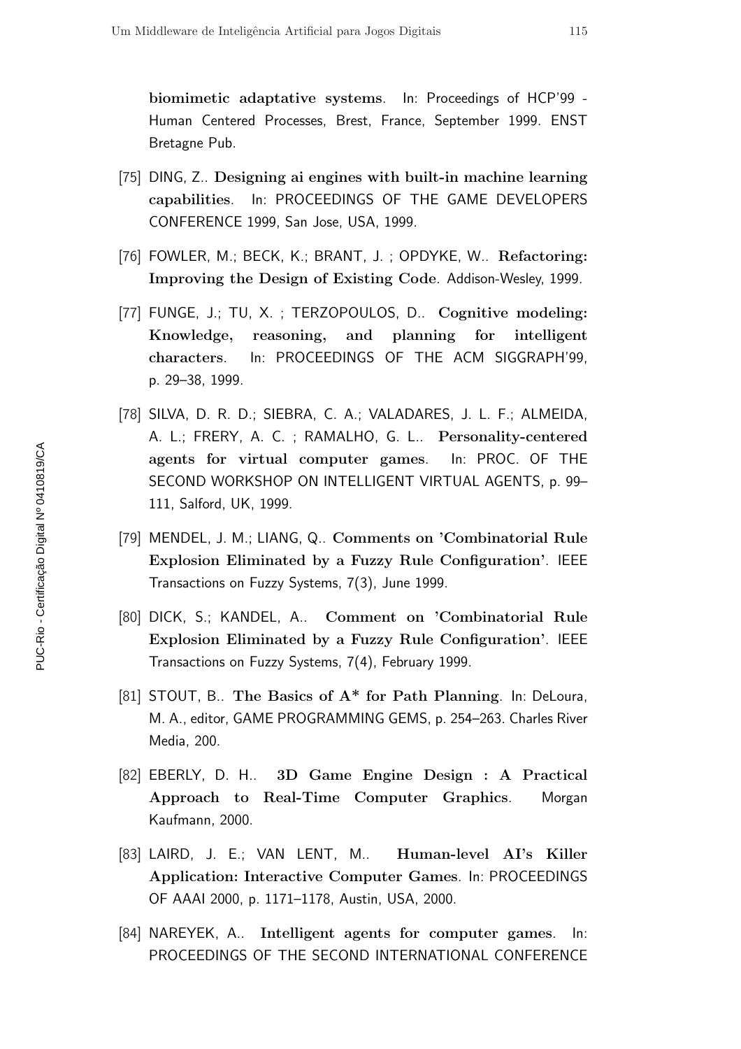**biomimetic adaptative systems**. In: Proceedings of HCP'99 - Human Centered Processes, Brest, France, September 1999. ENST Bretagne Pub.

[75] DING, Z.. **Designing ai engines with built-in machine learning capabilities**. In: PROCEEDINGS OF THE GAME DEVELOPERS CONFERENCE 1999, San Jose, USA, 1999.

[76] FOWLER, M.; BECK, K.; BRANT, J. ; OPDYKE, W.. **Refactoring: Improving the Design of Existing Code**. Addison-Wesley, 1999.

[77] FUNGE, J.; TU, X. ; TERZOPOULOS, D.. **Cognitive modeling: Knowledge, reasoning, and planning for intelligent characters**. In: PROCEEDINGS OF THE ACM SIGGRAPH'99, p. 29–38, 1999.

[78] SILVA, D. R. D.; SIEBRA, C. A.; VALADARES, J. L. F.; ALMEIDA, A. L.; FRERY, A. C. ; RAMALHO, G. L.. **Personality-centered agents for virtual computer games**. In: PROC. OF THE SECOND WORKSHOP ON INTELLIGENT VIRTUAL AGENTS, p. 99–111, Salford, UK, 1999.

[79] MENDEL, J. M.; LIANG, Q.. **Comments on 'Combinatorial Rule Explosion Eliminated by a Fuzzy Rule Configuration'**. IEEE Transactions on Fuzzy Systems, 7(3), June 1999.

[80] DICK, S.; KANDEL, A.. **Comment on 'Combinatorial Rule Explosion Eliminated by a Fuzzy Rule Configuration'**. IEEE Transactions on Fuzzy Systems, 7(4), February 1999.

[81] STOUT, B.. **The Basics of A* for Path Planning**. In: DeLoura, M. A., editor, GAME PROGRAMMING GEMS, p. 254–263. Charles River Media, 200.

[82] EBERLY, D. H.. **3D Game Engine Design : A Practical Approach to Real-Time Computer Graphics**. Morgan Kaufmann, 2000.

[83] LAIRD, J. E.; VAN LENT, M.. **Human-level AI's Killer Application: Interactive Computer Games**. In: PROCEEDINGS OF AAAI 2000, p. 1171–1178, Austin, USA, 2000.

[84] NAREYEK, A.. **Intelligent agents for computer games**. In: PROCEEDINGS OF THE SECOND INTERNATIONAL CONFERENCE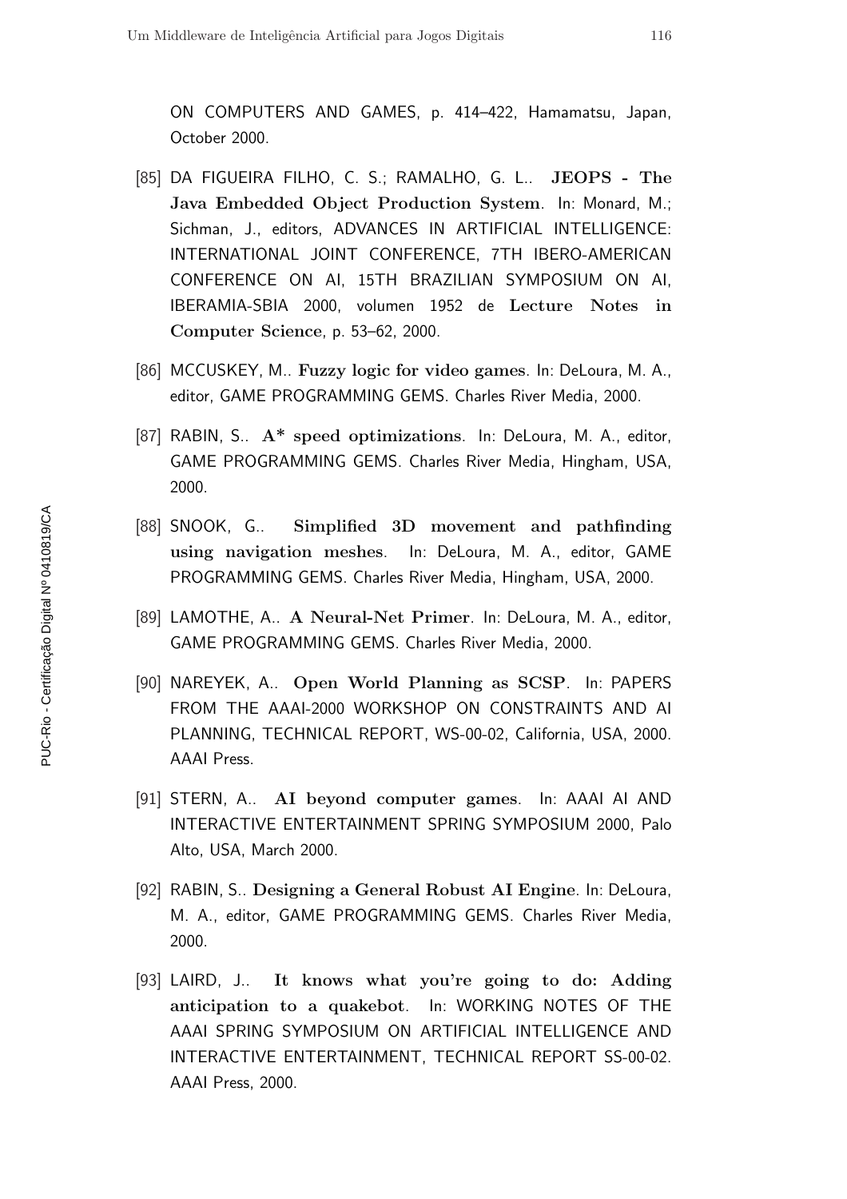ON COMPUTERS AND GAMES, p. 414–422, Hamamatsu, Japan, October 2000.

[85] DA FIGUEIRA FILHO, C. S.; RAMALHO, G. L.. **JEOPS - The Java Embedded Object Production System**. In: Monard, M.; Sichman, J., editors, ADVANCES IN ARTIFICIAL INTELLIGENCE: INTERNATIONAL JOINT CONFERENCE, 7TH IBERO-AMERICAN CONFERENCE ON AI, 15TH BRAZILIAN SYMPOSIUM ON AI, IBERAMIA-SBIA 2000, volumen 1952 de **Lecture Notes in Computer Science**, p. 53–62, 2000.

[86] MCCUSKEY, M.. **Fuzzy logic for video games**. In: DeLoura, M. A., editor, GAME PROGRAMMING GEMS. Charles River Media, 2000.

[87] RABIN, S.. **A* speed optimizations**. In: DeLoura, M. A., editor, GAME PROGRAMMING GEMS. Charles River Media, Hingham, USA, 2000.

[88] SNOOK, G.. **Simplified 3D movement and pathfinding using navigation meshes**. In: DeLoura, M. A., editor, GAME PROGRAMMING GEMS. Charles River Media, Hingham, USA, 2000.

[89] LAMOTHE, A.. **A Neural-Net Primer**. In: DeLoura, M. A., editor, GAME PROGRAMMING GEMS. Charles River Media, 2000.

[90] NAREYEK, A.. **Open World Planning as SCSP**. In: PAPERS FROM THE AAAI-2000 WORKSHOP ON CONSTRAINTS AND AI PLANNING, TECHNICAL REPORT, WS-00-02, California, USA, 2000. AAAI Press.

[91] STERN, A.. **AI beyond computer games**. In: AAAI AI AND INTERACTIVE ENTERTAINMENT SPRING SYMPOSIUM 2000, Palo Alto, USA, March 2000.

[92] RABIN, S.. **Designing a General Robust AI Engine**. In: DeLoura, M. A., editor, GAME PROGRAMMING GEMS. Charles River Media, 2000.

[93] LAIRD, J.. **It knows what you're going to do: Adding anticipation to a quakebot**. In: WORKING NOTES OF THE AAAI SPRING SYMPOSIUM ON ARTIFICIAL INTELLIGENCE AND INTERACTIVE ENTERTAINMENT, TECHNICAL REPORT SS-00-02. AAAI Press, 2000.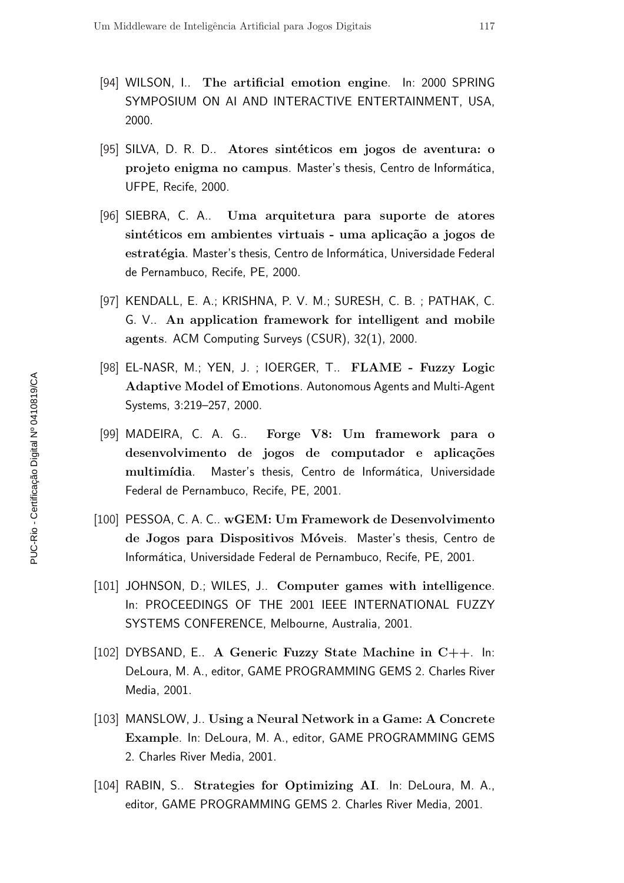[94] WILSON, I.. **The artificial emotion engine**. In: 2000 SPRING SYMPOSIUM ON AI AND INTERACTIVE ENTERTAINMENT, USA, 2000.

[95] SILVA, D. R. D.. **Atores sintéticos em jogos de aventura: o projeto enigma no campus**. Master's thesis, Centro de Informática, UFPE, Recife, 2000.

[96] SIEBRA, C. A.. **Uma arquitetura para suporte de atores sintéticos em ambientes virtuais - uma aplicação a jogos de estratégia**. Master's thesis, Centro de Informática, Universidade Federal de Pernambuco, Recife, PE, 2000.

[97] KENDALL, E. A.; KRISHNA, P. V. M.; SURESH, C. B. ; PATHAK, C. G. V.. **An application framework for intelligent and mobile agents**. ACM Computing Surveys (CSUR), 32(1), 2000.

[98] EL-NASR, M.; YEN, J. ; IOERGER, T.. **FLAME - Fuzzy Logic Adaptive Model of Emotions**. Autonomous Agents and Multi-Agent Systems, 3:219–257, 2000.

[99] MADEIRA, C. A. G.. **Forge V8: Um framework para o desenvolvimento de jogos de computador e aplicações multimídia**. Master's thesis, Centro de Informática, Universidade Federal de Pernambuco, Recife, PE, 2001.

[100] PESSOA, C. A. C.. **wGEM: Um Framework de Desenvolvimento de Jogos para Dispositivos Móveis**. Master's thesis, Centro de Informática, Universidade Federal de Pernambuco, Recife, PE, 2001.

[101] JOHNSON, D.; WILES, J.. **Computer games with intelligence**. In: PROCEEDINGS OF THE 2001 IEEE INTERNATIONAL FUZZY SYSTEMS CONFERENCE, Melbourne, Australia, 2001.

[102] DYBSAND, E.. **A Generic Fuzzy State Machine in C++**. In: DeLoura, M. A., editor, GAME PROGRAMMING GEMS 2. Charles River Media, 2001.

[103] MANSLOW, J.. **Using a Neural Network in a Game: A Concrete Example**. In: DeLoura, M. A., editor, GAME PROGRAMMING GEMS 2. Charles River Media, 2001.

[104] RABIN, S.. **Strategies for Optimizing AI**. In: DeLoura, M. A., editor, GAME PROGRAMMING GEMS 2. Charles River Media, 2001.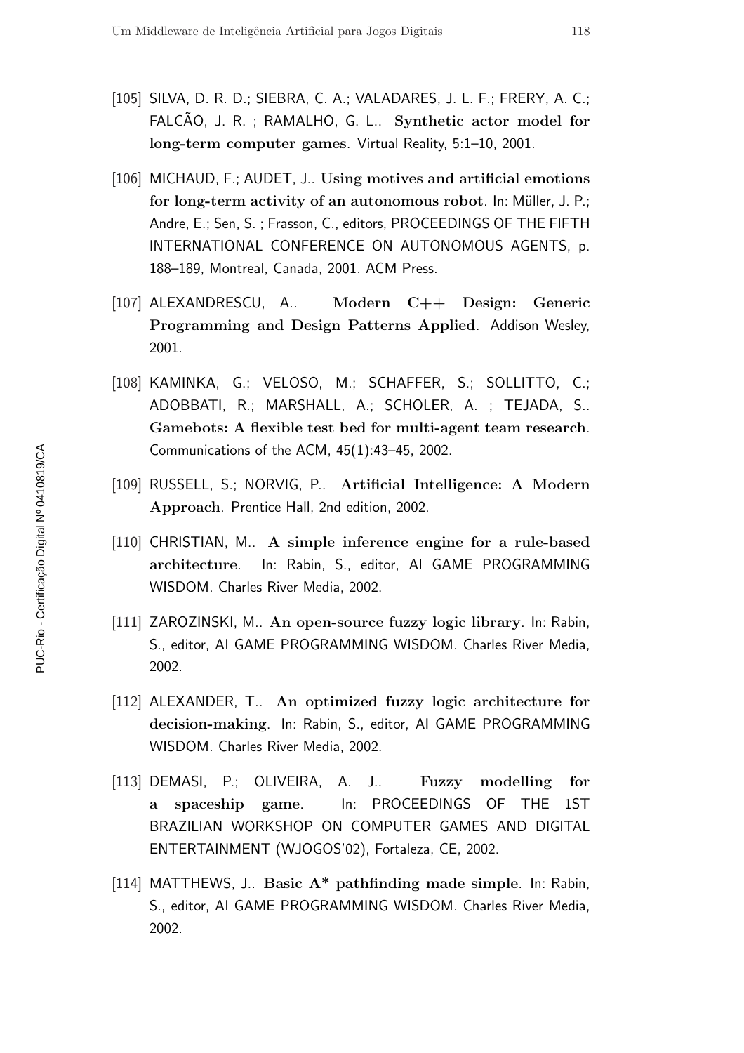[105] SILVA, D. R. D.; SIEBRA, C. A.; VALADARES, J. L. F.; FRERY, A. C.; FALCÃO, J. R. ; RAMALHO, G. L.. **Synthetic actor model for long-term computer games**. Virtual Reality, 5:1–10, 2001.

[106] MICHAUD, F.; AUDET, J.. **Using motives and artificial emotions for long-term activity of an autonomous robot**. In: Müller, J. P.; Andre, E.; Sen, S. ; Frasson, C., editors, PROCEEDINGS OF THE FIFTH INTERNATIONAL CONFERENCE ON AUTONOMOUS AGENTS, p. 188–189, Montreal, Canada, 2001. ACM Press.

[107] ALEXANDRESCU, A.. **Modern C++ Design: Generic Programming and Design Patterns Applied**. Addison Wesley, 2001.

[108] KAMINKA, G.; VELOSO, M.; SCHAFFER, S.; SOLLITTO, C.; ADOBBATI, R.; MARSHALL, A.; SCHOLER, A. ; TEJADA, S.. **Gamebots: A flexible test bed for multi-agent team research**. Communications of the ACM, 45(1):43–45, 2002.

[109] RUSSELL, S.; NORVIG, P.. **Artificial Intelligence: A Modern Approach**. Prentice Hall, 2nd edition, 2002.

[110] CHRISTIAN, M.. **A simple inference engine for a rule-based architecture**. In: Rabin, S., editor, AI GAME PROGRAMMING WISDOM. Charles River Media, 2002.

[111] ZAROZINSKI, M.. **An open-source fuzzy logic library**. In: Rabin, S., editor, AI GAME PROGRAMMING WISDOM. Charles River Media, 2002.

[112] ALEXANDER, T.. **An optimized fuzzy logic architecture for decision-making**. In: Rabin, S., editor, AI GAME PROGRAMMING WISDOM. Charles River Media, 2002.

[113] DEMASI, P.; OLIVEIRA, A. J.. **Fuzzy modelling for a spaceship game**. In: PROCEEDINGS OF THE 1ST BRAZILIAN WORKSHOP ON COMPUTER GAMES AND DIGITAL ENTERTAINMENT (WJOGOS'02), Fortaleza, CE, 2002.

[114] MATTHEWS, J.. **Basic A* pathfinding made simple**. In: Rabin, S., editor, AI GAME PROGRAMMING WISDOM. Charles River Media, 2002.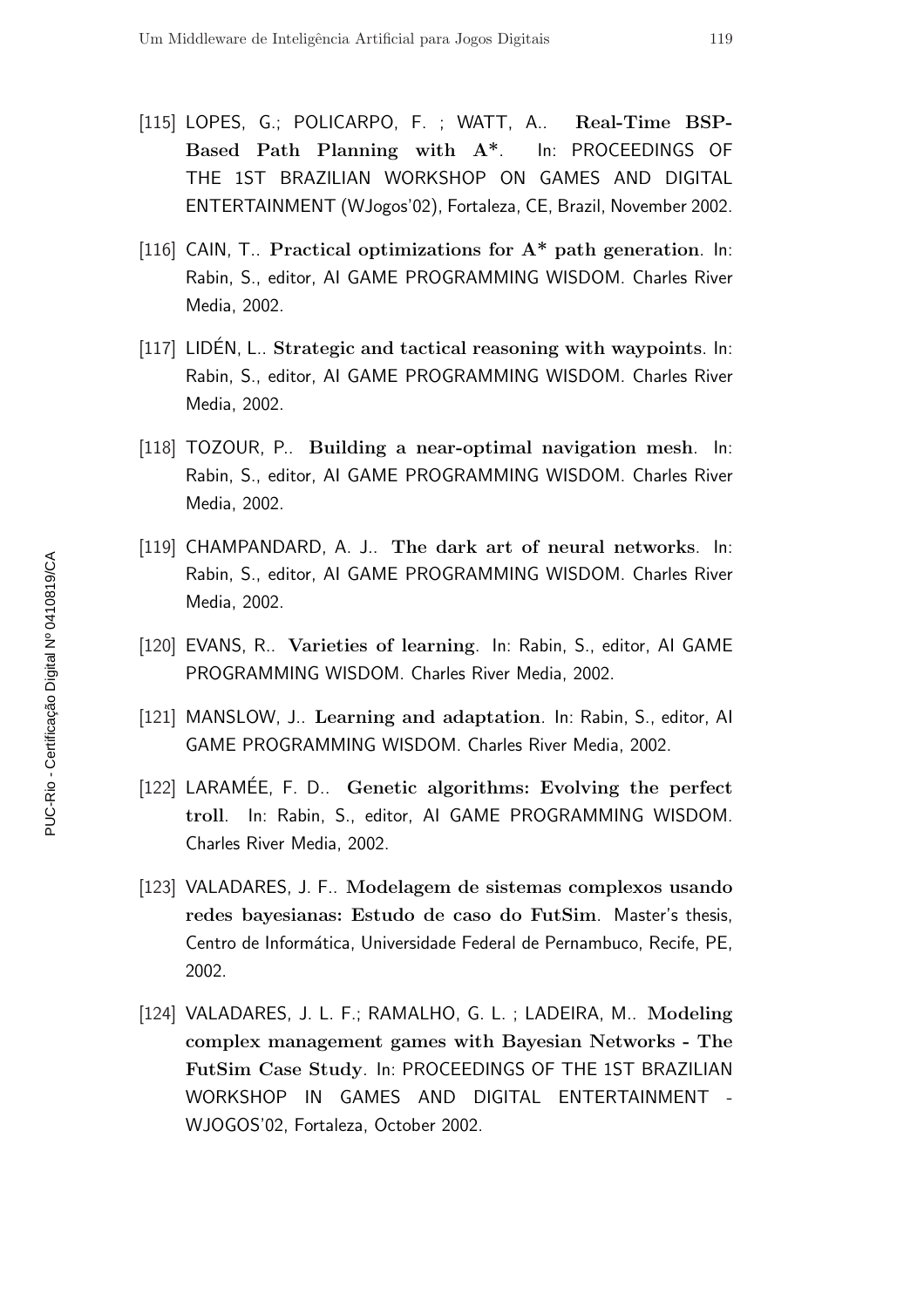[115] LOPES, G.; POLICARPO, F. ; WATT, A.. **Real-Time BSP-Based Path Planning with A\***. In: PROCEEDINGS OF THE 1ST BRAZILIAN WORKSHOP ON GAMES AND DIGITAL ENTERTAINMENT (WJogos'02), Fortaleza, CE, Brazil, November 2002.

[116] CAIN, T.. **Practical optimizations for A\* path generation**. In: Rabin, S., editor, AI GAME PROGRAMMING WISDOM. Charles River Media, 2002.

[117] LIDÉN, L.. **Strategic and tactical reasoning with waypoints**. In: Rabin, S., editor, AI GAME PROGRAMMING WISDOM. Charles River Media, 2002.

[118] TOZOUR, P.. **Building a near-optimal navigation mesh**. In: Rabin, S., editor, AI GAME PROGRAMMING WISDOM. Charles River Media, 2002.

[119] CHAMPANDARD, A. J.. **The dark art of neural networks**. In: Rabin, S., editor, AI GAME PROGRAMMING WISDOM. Charles River Media, 2002.

[120] EVANS, R.. **Varieties of learning**. In: Rabin, S., editor, AI GAME PROGRAMMING WISDOM. Charles River Media, 2002.

[121] MANSLOW, J.. **Learning and adaptation**. In: Rabin, S., editor, AI GAME PROGRAMMING WISDOM. Charles River Media, 2002.

[122] LARAMÉE, F. D.. **Genetic algorithms: Evolving the perfect troll**. In: Rabin, S., editor, AI GAME PROGRAMMING WISDOM. Charles River Media, 2002.

[123] VALADARES, J. F.. **Modelagem de sistemas complexos usando redes bayesianas: Estudo de caso do FutSim**. Master's thesis, Centro de Informática, Universidade Federal de Pernambuco, Recife, PE, 2002.

[124] VALADARES, J. L. F.; RAMALHO, G. L. ; LADEIRA, M.. **Modeling complex management games with Bayesian Networks - The FutSim Case Study**. In: PROCEEDINGS OF THE 1ST BRAZILIAN WORKSHOP IN GAMES AND DIGITAL ENTERTAINMENT - WJOGOS'02, Fortaleza, October 2002.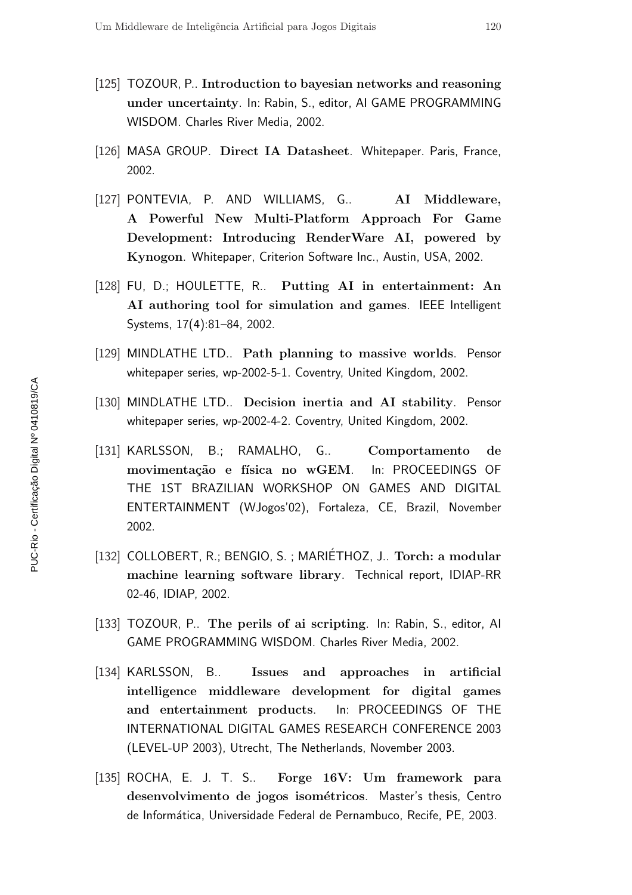[125] TOZOUR, P.. **Introduction to bayesian networks and reasoning under uncertainty**. In: Rabin, S., editor, AI GAME PROGRAMMING WISDOM. Charles River Media, 2002.

[126] MASA GROUP. **Direct IA Datasheet**. Whitepaper. Paris, France, 2002.

[127] PONTEVIA, P. AND WILLIAMS, G.. **AI Middleware, A Powerful New Multi-Platform Approach For Game Development: Introducing RenderWare AI, powered by Kynogon**. Whitepaper, Criterion Software Inc., Austin, USA, 2002.

[128] FU, D.; HOULETTE, R.. **Putting AI in entertainment: An AI authoring tool for simulation and games**. IEEE Intelligent Systems, 17(4):81–84, 2002.

[129] MINDLATHE LTD.. **Path planning to massive worlds**. Pensor whitepaper series, wp-2002-5-1. Coventry, United Kingdom, 2002.

[130] MINDLATHE LTD.. **Decision inertia and AI stability**. Pensor whitepaper series, wp-2002-4-2. Coventry, United Kingdom, 2002.

[131] KARLSSON, B.; RAMALHO, G.. **Comportamento de movimentação e física no wGEM**. In: PROCEEDINGS OF THE 1ST BRAZILIAN WORKSHOP ON GAMES AND DIGITAL ENTERTAINMENT (WJogos'02), Fortaleza, CE, Brazil, November 2002.

[132] COLLOBERT, R.; BENGIO, S. ; MARIÉTHOZ, J.. **Torch: a modular machine learning software library**. Technical report, IDIAP-RR 02-46, IDIAP, 2002.

[133] TOZOUR, P.. **The perils of ai scripting**. In: Rabin, S., editor, AI GAME PROGRAMMING WISDOM. Charles River Media, 2002.

[134] KARLSSON, B.. **Issues and approaches in artificial intelligence middleware development for digital games and entertainment products**. In: PROCEEDINGS OF THE INTERNATIONAL DIGITAL GAMES RESEARCH CONFERENCE 2003 (LEVEL-UP 2003), Utrecht, The Netherlands, November 2003.

[135] ROCHA, E. J. T. S.. **Forge 16V: Um framework para desenvolvimento de jogos isométricos**. Master's thesis, Centro de Informática, Universidade Federal de Pernambuco, Recife, PE, 2003.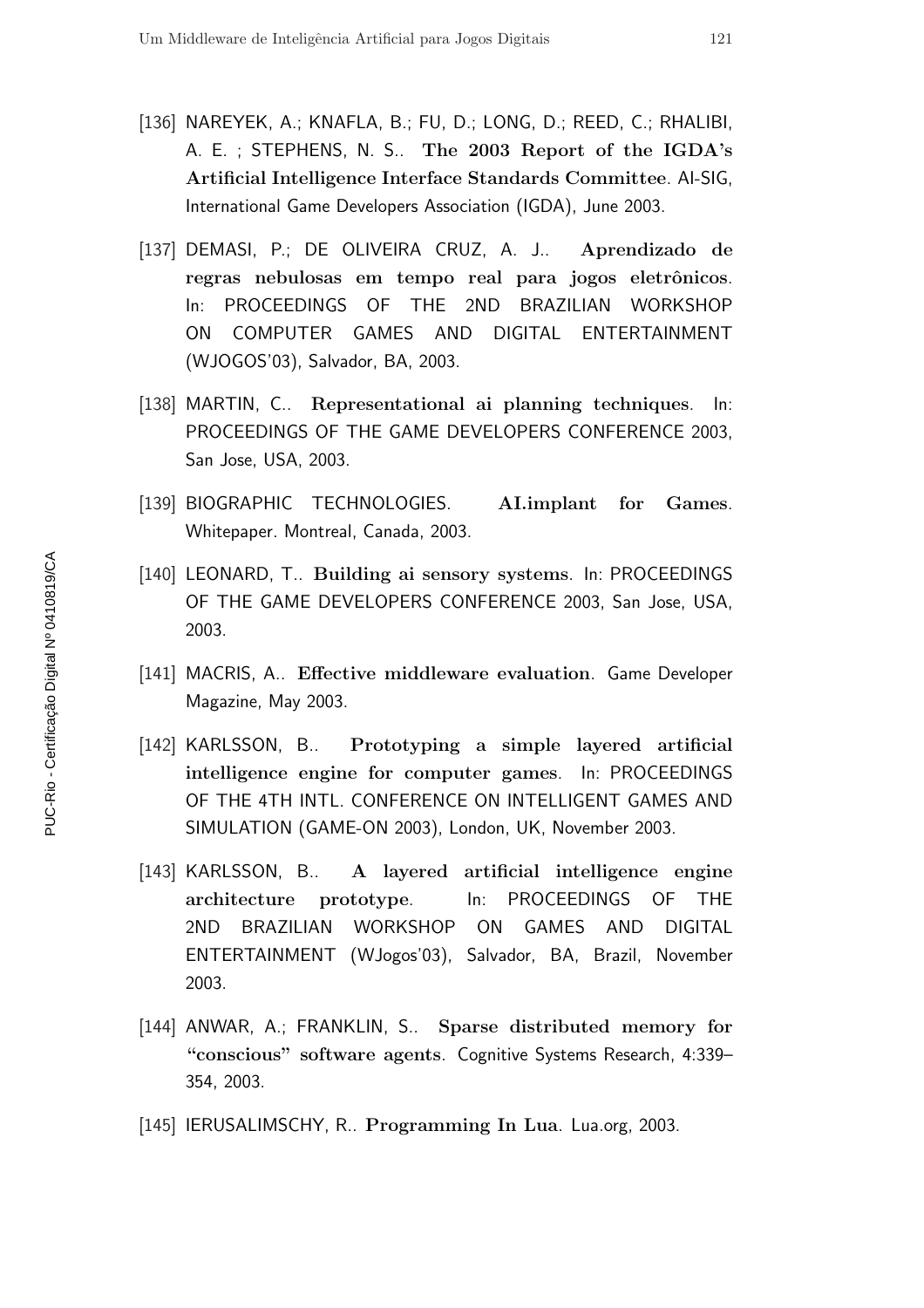[136] NAREYEK, A.; KNAFLA, B.; FU, D.; LONG, D.; REED, C.; RHALIBI, A. E. ; STEPHENS, N. S.. **The 2003 Report of the IGDA's Artificial Intelligence Interface Standards Committee**. AI-SIG, International Game Developers Association (IGDA), June 2003.

[137] DEMASI, P.; DE OLIVEIRA CRUZ, A. J.. **Aprendizado de regras nebulosas em tempo real para jogos eletrônicos**. In: PROCEEDINGS OF THE 2ND BRAZILIAN WORKSHOP ON COMPUTER GAMES AND DIGITAL ENTERTAINMENT (WJOGOS'03), Salvador, BA, 2003.

[138] MARTIN, C.. **Representational ai planning techniques**. In: PROCEEDINGS OF THE GAME DEVELOPERS CONFERENCE 2003, San Jose, USA, 2003.

[139] BIOGRAPHIC TECHNOLOGIES. **AI.implant for Games**. Whitepaper. Montreal, Canada, 2003.

[140] LEONARD, T.. **Building ai sensory systems**. In: PROCEEDINGS OF THE GAME DEVELOPERS CONFERENCE 2003, San Jose, USA, 2003.

[141] MACRIS, A.. **Effective middleware evaluation**. Game Developer Magazine, May 2003.

[142] KARLSSON, B.. **Prototyping a simple layered artificial intelligence engine for computer games**. In: PROCEEDINGS OF THE 4TH INTL. CONFERENCE ON INTELLIGENT GAMES AND SIMULATION (GAME-ON 2003), London, UK, November 2003.

[143] KARLSSON, B.. **A layered artificial intelligence engine architecture prototype**. In: PROCEEDINGS OF THE 2ND BRAZILIAN WORKSHOP ON GAMES AND DIGITAL ENTERTAINMENT (WJogos'03), Salvador, BA, Brazil, November 2003.

[144] ANWAR, A.; FRANKLIN, S.. **Sparse distributed memory for "conscious" software agents**. Cognitive Systems Research, 4:339–354, 2003.

[145] IERUSALIMSCHY, R.. **Programming In Lua**. Lua.org, 2003.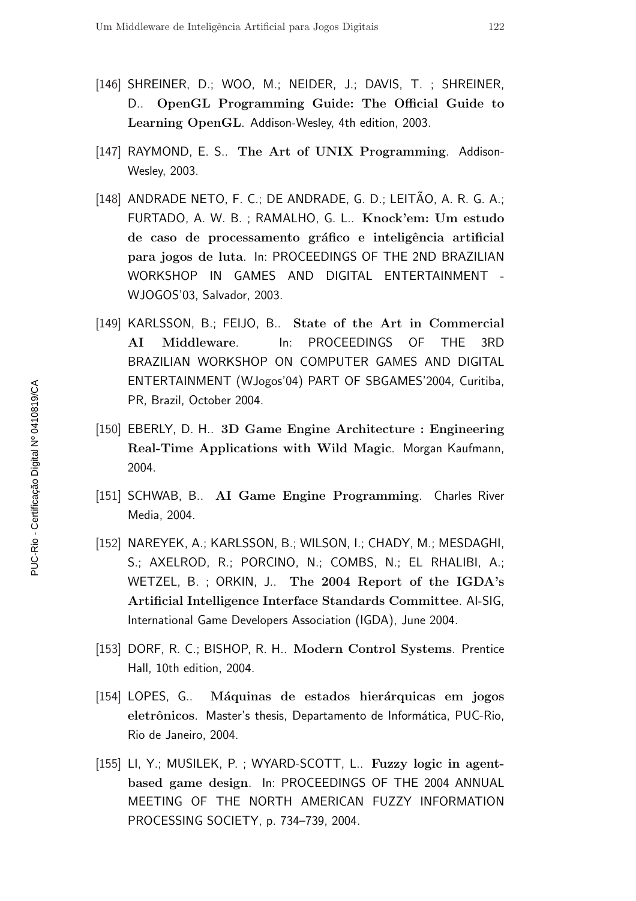[146] SHREINER, D.; WOO, M.; NEIDER, J.; DAVIS, T. ; SHREINER, D.. **OpenGL Programming Guide: The Official Guide to Learning OpenGL**. Addison-Wesley, 4th edition, 2003.

[147] RAYMOND, E. S.. **The Art of UNIX Programming**. Addison-Wesley, 2003.

[148] ANDRADE NETO, F. C.; DE ANDRADE, G. D.; LEITÃO, A. R. G. A.; FURTADO, A. W. B. ; RAMALHO, G. L.. **Knock'em: Um estudo de caso de processamento gráfico e inteligência artificial para jogos de luta**. In: PROCEEDINGS OF THE 2ND BRAZILIAN WORKSHOP IN GAMES AND DIGITAL ENTERTAINMENT - WJOGOS'03, Salvador, 2003.

[149] KARLSSON, B.; FEIJO, B.. **State of the Art in Commercial AI Middleware**. In: PROCEEDINGS OF THE 3RD BRAZILIAN WORKSHOP ON COMPUTER GAMES AND DIGITAL ENTERTAINMENT (WJogos'04) PART OF SBGAMES'2004, Curitiba, PR, Brazil, October 2004.

[150] EBERLY, D. H.. **3D Game Engine Architecture : Engineering Real-Time Applications with Wild Magic**. Morgan Kaufmann, 2004.

[151] SCHWAB, B.. **AI Game Engine Programming**. Charles River Media, 2004.

[152] NAREYEK, A.; KARLSSON, B.; WILSON, I.; CHADY, M.; MESDAGHI, S.; AXELROD, R.; PORCINO, N.; COMBS, N.; EL RHALIBI, A.; WETZEL, B. ; ORKIN, J.. **The 2004 Report of the IGDA's Artificial Intelligence Interface Standards Committee**. AI-SIG, International Game Developers Association (IGDA), June 2004.

[153] DORF, R. C.; BISHOP, R. H.. **Modern Control Systems**. Prentice Hall, 10th edition, 2004.

[154] LOPES, G.. **Máquinas de estados hierárquicas em jogos eletrônicos**. Master's thesis, Departamento de Informática, PUC-Rio, Rio de Janeiro, 2004.

[155] LI, Y.; MUSILEK, P. ; WYARD-SCOTT, L.. **Fuzzy logic in agent-based game design**. In: PROCEEDINGS OF THE 2004 ANNUAL MEETING OF THE NORTH AMERICAN FUZZY INFORMATION PROCESSING SOCIETY, p. 734–739, 2004.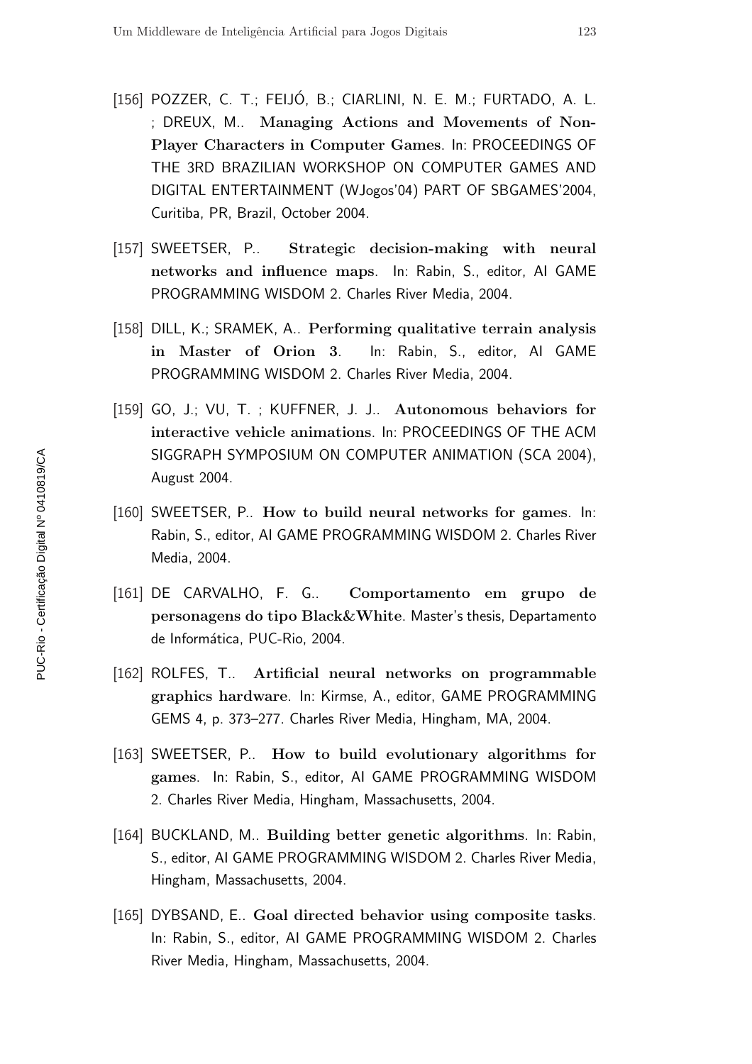[156] POZZER, C. T.; FEIJÓ, B.; CIARLINI, N. E. M.; FURTADO, A. L. ; DREUX, M.. **Managing Actions and Movements of Non-Player Characters in Computer Games**. In: PROCEEDINGS OF THE 3RD BRAZILIAN WORKSHOP ON COMPUTER GAMES AND DIGITAL ENTERTAINMENT (WJogos'04) PART OF SBGAMES'2004, Curitiba, PR, Brazil, October 2004.

[157] SWEETSER, P.. **Strategic decision-making with neural networks and influence maps**. In: Rabin, S., editor, AI GAME PROGRAMMING WISDOM 2. Charles River Media, 2004.

[158] DILL, K.; SRAMEK, A.. **Performing qualitative terrain analysis in Master of Orion 3**. In: Rabin, S., editor, AI GAME PROGRAMMING WISDOM 2. Charles River Media, 2004.

[159] GO, J.; VU, T. ; KUFFNER, J. J.. **Autonomous behaviors for interactive vehicle animations**. In: PROCEEDINGS OF THE ACM SIGGRAPH SYMPOSIUM ON COMPUTER ANIMATION (SCA 2004), August 2004.

[160] SWEETSER, P.. **How to build neural networks for games**. In: Rabin, S., editor, AI GAME PROGRAMMING WISDOM 2. Charles River Media, 2004.

[161] DE CARVALHO, F. G.. **Comportamento em grupo de personagens do tipo Black&White**. Master's thesis, Departamento de Informática, PUC-Rio, 2004.

[162] ROLFES, T.. **Artificial neural networks on programmable graphics hardware**. In: Kirmse, A., editor, GAME PROGRAMMING GEMS 4, p. 373–277. Charles River Media, Hingham, MA, 2004.

[163] SWEETSER, P.. **How to build evolutionary algorithms for games**. In: Rabin, S., editor, AI GAME PROGRAMMING WISDOM 2. Charles River Media, Hingham, Massachusetts, 2004.

[164] BUCKLAND, M.. **Building better genetic algorithms**. In: Rabin, S., editor, AI GAME PROGRAMMING WISDOM 2. Charles River Media, Hingham, Massachusetts, 2004.

[165] DYBSAND, E.. **Goal directed behavior using composite tasks**. In: Rabin, S., editor, AI GAME PROGRAMMING WISDOM 2. Charles River Media, Hingham, Massachusetts, 2004.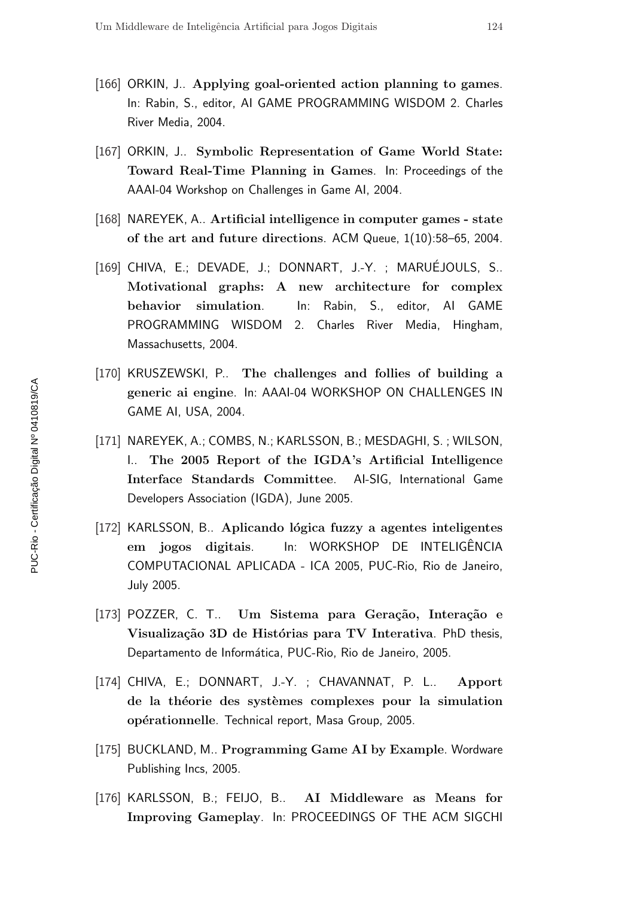[166] ORKIN, J.. **Applying goal-oriented action planning to games**. In: Rabin, S., editor, AI GAME PROGRAMMING WISDOM 2. Charles River Media, 2004.

[167] ORKIN, J.. **Symbolic Representation of Game World State: Toward Real-Time Planning in Games**. In: Proceedings of the AAAI-04 Workshop on Challenges in Game AI, 2004.

[168] NAREYEK, A.. **Artificial intelligence in computer games - state of the art and future directions**. ACM Queue, 1(10):58–65, 2004.

[169] CHIVA, E.; DEVADE, J.; DONNART, J.-Y. ; MARUÉJOULS, S.. **Motivational graphs: A new architecture for complex behavior simulation**. In: Rabin, S., editor, AI GAME PROGRAMMING WISDOM 2. Charles River Media, Hingham, Massachusetts, 2004.

[170] KRUSZEWSKI, P.. **The challenges and follies of building a generic ai engine**. In: AAAI-04 WORKSHOP ON CHALLENGES IN GAME AI, USA, 2004.

[171] NAREYEK, A.; COMBS, N.; KARLSSON, B.; MESDAGHI, S. ; WILSON, I.. **The 2005 Report of the IGDA's Artificial Intelligence Interface Standards Committee**. AI-SIG, International Game Developers Association (IGDA), June 2005.

[172] KARLSSON, B.. **Aplicando lógica fuzzy a agentes inteligentes em jogos digitais**. In: WORKSHOP DE INTELIGÊNCIA COMPUTACIONAL APLICADA - ICA 2005, PUC-Rio, Rio de Janeiro, July 2005.

[173] POZZER, C. T.. **Um Sistema para Geração, Interação e Visualização 3D de Histórias para TV Interativa**. PhD thesis, Departamento de Informática, PUC-Rio, Rio de Janeiro, 2005.

[174] CHIVA, E.; DONNART, J.-Y. ; CHAVANNAT, P. L.. **Apport de la théorie des systèmes complexes pour la simulation opérationnelle**. Technical report, Masa Group, 2005.

[175] BUCKLAND, M.. **Programming Game AI by Example**. Wordware Publishing Incs, 2005.

[176] KARLSSON, B.; FEIJO, B.. **AI Middleware as Means for Improving Gameplay**. In: PROCEEDINGS OF THE ACM SIGCHI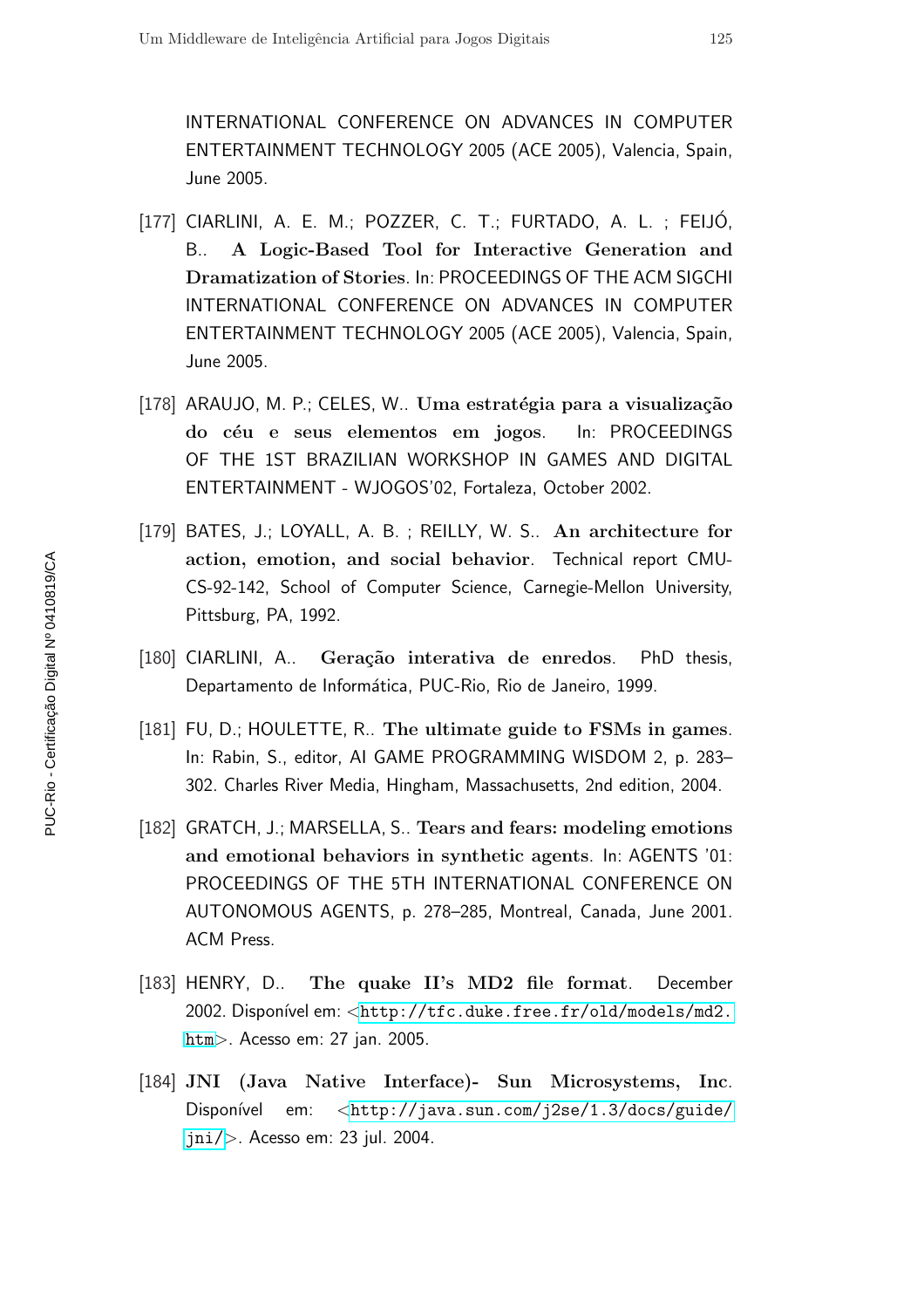INTERNATIONAL CONFERENCE ON ADVANCES IN COMPUTER ENTERTAINMENT TECHNOLOGY 2005 (ACE 2005), Valencia, Spain, June 2005.

[177] CIARLINI, A. E. M.; POZZER, C. T.; FURTADO, A. L. ; FEIJÓ, B.. **A Logic-Based Tool for Interactive Generation and Dramatization of Stories**. In: PROCEEDINGS OF THE ACM SIGCHI INTERNATIONAL CONFERENCE ON ADVANCES IN COMPUTER ENTERTAINMENT TECHNOLOGY 2005 (ACE 2005), Valencia, Spain, June 2005.

[178] ARAUJO, M. P.; CELES, W.. **Uma estratégia para a visualização do céu e seus elementos em jogos**. In: PROCEEDINGS OF THE 1ST BRAZILIAN WORKSHOP IN GAMES AND DIGITAL ENTERTAINMENT - WJOGOS'02, Fortaleza, October 2002.

[179] BATES, J.; LOYALL, A. B. ; REILLY, W. S.. **An architecture for action, emotion, and social behavior**. Technical report CMU-CS-92-142, School of Computer Science, Carnegie-Mellon University, Pittsburg, PA, 1992.

[180] CIARLINI, A.. **Geração interativa de enredos**. PhD thesis, Departamento de Informática, PUC-Rio, Rio de Janeiro, 1999.

[181] FU, D.; HOULETTE, R.. **The ultimate guide to FSMs in games**. In: Rabin, S., editor, AI GAME PROGRAMMING WISDOM 2, p. 283–302. Charles River Media, Hingham, Massachusetts, 2nd edition, 2004.

[182] GRATCH, J.; MARSELLA, S.. **Tears and fears: modeling emotions and emotional behaviors in synthetic agents**. In: AGENTS '01: PROCEEDINGS OF THE 5TH INTERNATIONAL CONFERENCE ON AUTONOMOUS AGENTS, p. 278–285, Montreal, Canada, June 2001. ACM Press.

[183] HENRY, D.. **The quake II's MD2 file format**. December 2002. Disponível em: <http://tfc.duke.free.fr/old/models/md2.htm>. Acesso em: 27 jan. 2005.

[184] **JNI (Java Native Interface)- Sun Microsystems, Inc**. Disponível em: <http://java.sun.com/j2se/1.3/docs/guide/jni/>. Acesso em: 23 jul. 2004.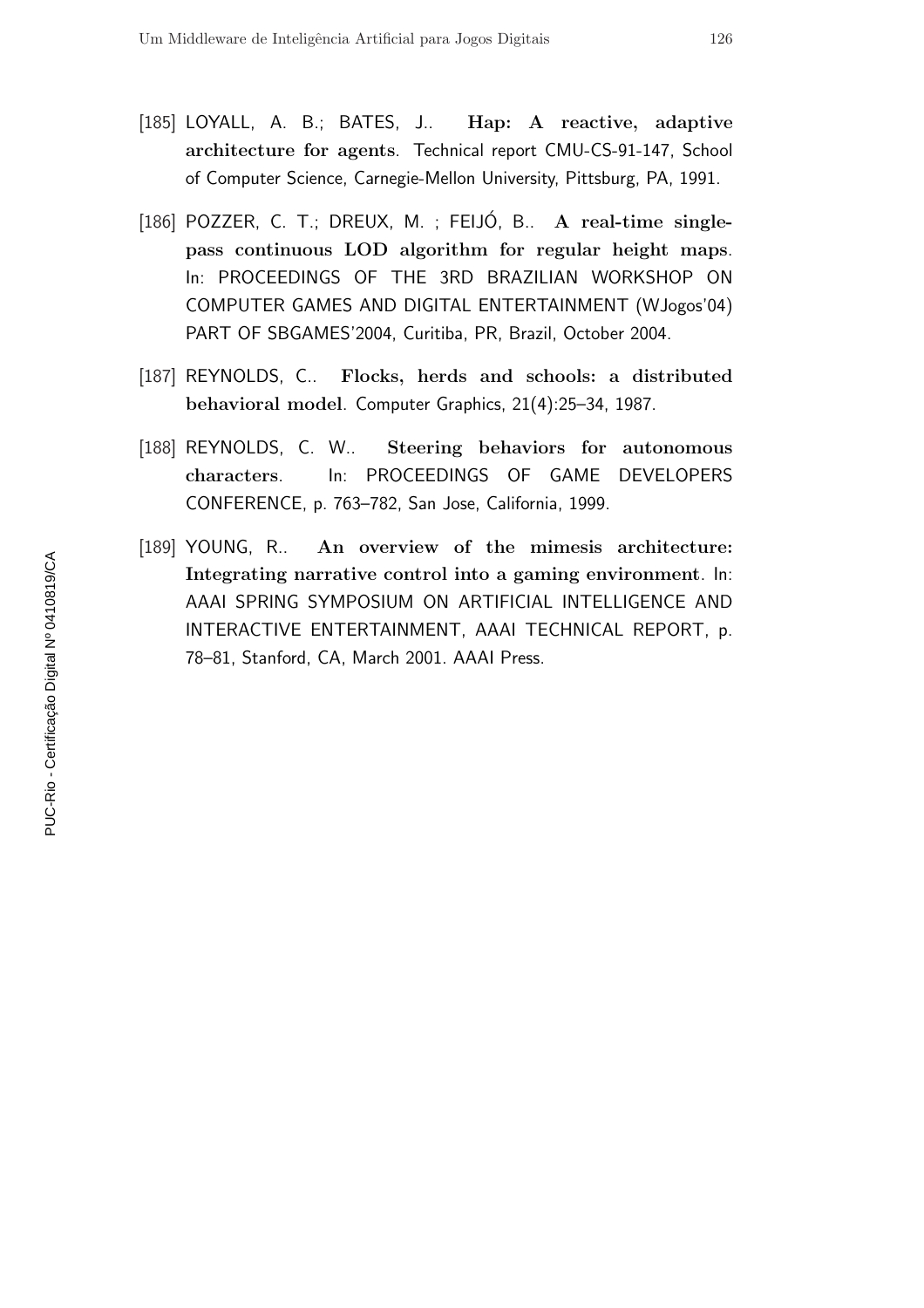[185] LOYALL, A. B.; BATES, J.. **Hap: A reactive, adaptive architecture for agents**. Technical report CMU-CS-91-147, School of Computer Science, Carnegie-Mellon University, Pittsburg, PA, 1991.

[186] POZZER, C. T.; DREUX, M. ; FEIJÓ, B.. **A real-time single-pass continuous LOD algorithm for regular height maps**. In: PROCEEDINGS OF THE 3RD BRAZILIAN WORKSHOP ON COMPUTER GAMES AND DIGITAL ENTERTAINMENT (WJogos'04) PART OF SBGAMES'2004, Curitiba, PR, Brazil, October 2004.

[187] REYNOLDS, C.. **Flocks, herds and schools: a distributed behavioral model**. Computer Graphics, 21(4):25–34, 1987.

[188] REYNOLDS, C. W.. **Steering behaviors for autonomous characters**. In: PROCEEDINGS OF GAME DEVELOPERS CONFERENCE, p. 763–782, San Jose, California, 1999.

[189] YOUNG, R.. **An overview of the mimesis architecture: Integrating narrative control into a gaming environment**. In: AAAI SPRING SYMPOSIUM ON ARTIFICIAL INTELLIGENCE AND INTERACTIVE ENTERTAINMENT, AAAI TECHNICAL REPORT, p. 78–81, Stanford, CA, March 2001. AAAI Press.